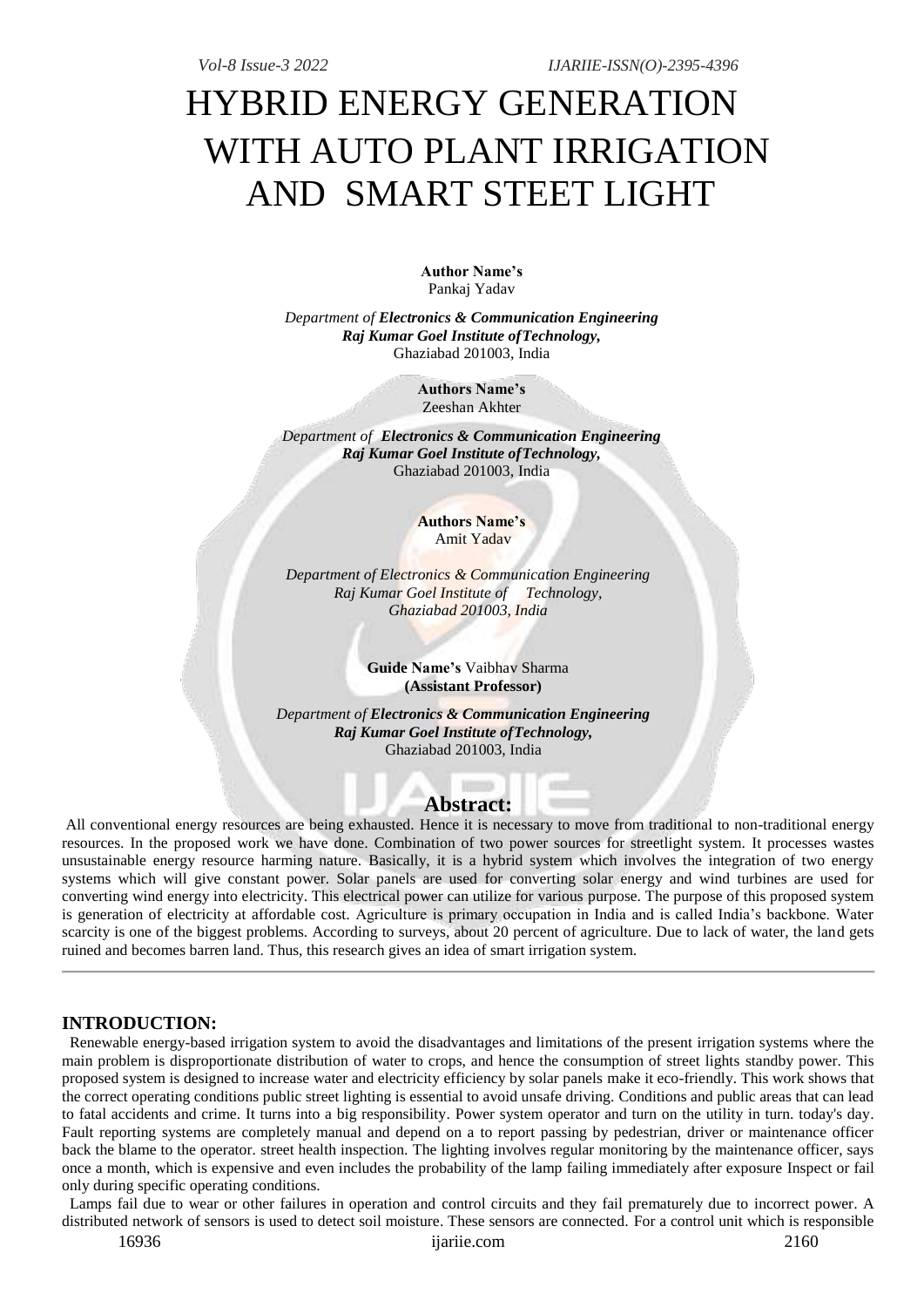# HYBRID ENERGY GENERATION WITH AUTO PLANT IRRIGATION AND SMART STEET LIGHT

**Author Name's**
Pankaj Yadav

*Department of **Electronics & Communication Engineering***
***Raj Kumar Goel Institute ofTechnology,***
Ghaziabad 201003, India

**Authors Name's**
Zeeshan Akhter

*Department of **Electronics & Communication Engineering***
***Raj Kumar Goel Institute ofTechnology,***
Ghaziabad 201003, India

**Authors Name's**
Amit Yadav

*Department of Electronics & Communication Engineering*
*Raj Kumar Goel Institute of Technology,*
*Ghaziabad 201003, India*

**Guide Name's** Vaibhav Sharma
**(Assistant Professor)**

*Department of **Electronics & Communication Engineering***
***Raj Kumar Goel Institute ofTechnology,***
Ghaziabad 201003, India

## Abstract:

All conventional energy resources are being exhausted. Hence it is necessary to move from traditional to non-traditional energy resources. In the proposed work we have done. Combination of two power sources for streetlight system. It processes wastes unsustainable energy resource harming nature. Basically, it is a hybrid system which involves the integration of two energy systems which will give constant power. Solar panels are used for converting solar energy and wind turbines are used for converting wind energy into electricity. This electrical power can utilize for various purpose. The purpose of this proposed system is generation of electricity at affordable cost. Agriculture is primary occupation in India and is called India's backbone. Water scarcity is one of the biggest problems. According to surveys, about 20 percent of agriculture. Due to lack of water, the land gets ruined and becomes barren land. Thus, this research gives an idea of smart irrigation system.

## INTRODUCTION:

Renewable energy-based irrigation system to avoid the disadvantages and limitations of the present irrigation systems where the main problem is disproportionate distribution of water to crops, and hence the consumption of street lights standby power. This proposed system is designed to increase water and electricity efficiency by solar panels make it eco-friendly. This work shows that the correct operating conditions public street lighting is essential to avoid unsafe driving. Conditions and public areas that can lead to fatal accidents and crime. It turns into a big responsibility. Power system operator and turn on the utility in turn. today's day. Fault reporting systems are completely manual and depend on a to report passing by pedestrian, driver or maintenance officer back the blame to the operator. street health inspection. The lighting involves regular monitoring by the maintenance officer, says once a month, which is expensive and even includes the probability of the lamp failing immediately after exposure Inspect or fail only during specific operating conditions.

Lamps fail due to wear or other failures in operation and control circuits and they fail prematurely due to incorrect power. A distributed network of sensors is used to detect soil moisture. These sensors are connected. For a control unit which is responsible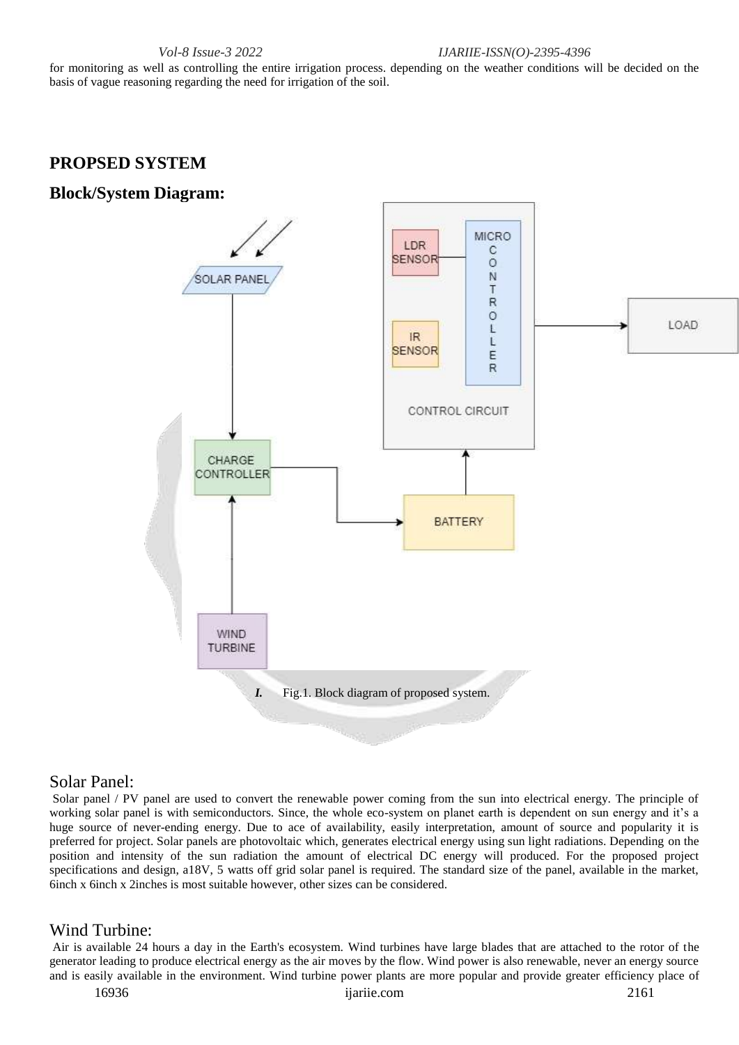for monitoring as well as controlling the entire irrigation process. depending on the weather conditions will be decided on the basis of vague reasoning regarding the need for irrigation of the soil.

## PROPSED SYSTEM

### Block/System Diagram:

*I.* Fig.1. Block diagram of proposed system.

### Solar Panel:

Solar panel / PV panel are used to convert the renewable power coming from the sun into electrical energy. The principle of working solar panel is with semiconductors. Since, the whole eco-system on planet earth is dependent on sun energy and it's a huge source of never-ending energy. Due to ace of availability, easily interpretation, amount of source and popularity it is preferred for project. Solar panels are photovoltaic which, generates electrical energy using sun light radiations. Depending on the position and intensity of the sun radiation the amount of electrical DC energy will produced. For the proposed project specifications and design, a18V, 5 watts off grid solar panel is required. The standard size of the panel, available in the market, 6inch x 6inch x 2inches is most suitable however, other sizes can be considered.

### Wind Turbine:

Air is available 24 hours a day in the Earth's ecosystem. Wind turbines have large blades that are attached to the rotor of the generator leading to produce electrical energy as the air moves by the flow. Wind power is also renewable, never an energy source and is easily available in the environment. Wind turbine power plants are more popular and provide greater efficiency place of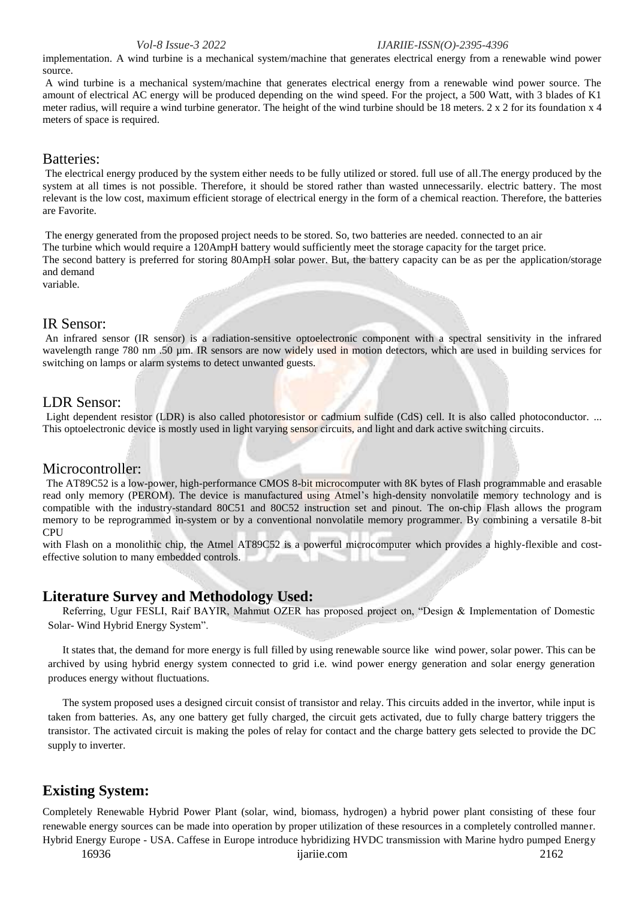implementation. A wind turbine is a mechanical system/machine that generates electrical energy from a renewable wind power source.

A wind turbine is a mechanical system/machine that generates electrical energy from a renewable wind power source. The amount of electrical AC energy will be produced depending on the wind speed. For the project, a 500 Watt, with 3 blades of K1 meter radius, will require a wind turbine generator. The height of the wind turbine should be 18 meters. 2 x 2 for its foundation x 4 meters of space is required.

## Batteries:

The electrical energy produced by the system either needs to be fully utilized or stored. full use of all.The energy produced by the system at all times is not possible. Therefore, it should be stored rather than wasted unnecessarily. electric battery. The most relevant is the low cost, maximum efficient storage of electrical energy in the form of a chemical reaction. Therefore, the batteries are Favorite.

The energy generated from the proposed project needs to be stored. So, two batteries are needed. connected to an air
The turbine which would require a 120AmpH battery would sufficiently meet the storage capacity for the target price.
The second battery is preferred for storing 80AmpH solar power. But, the battery capacity can be as per the application/storage and demand
variable.

## IR Sensor:

An infrared sensor (IR sensor) is a radiation-sensitive optoelectronic component with a spectral sensitivity in the infrared wavelength range 780 nm .50 µm. IR sensors are now widely used in motion detectors, which are used in building services for switching on lamps or alarm systems to detect unwanted guests.

## LDR Sensor:

Light dependent resistor (LDR) is also called photoresistor or cadmium sulfide (CdS) cell. It is also called photoconductor. ... This optoelectronic device is mostly used in light varying sensor circuits, and light and dark active switching circuits.

## Microcontroller:

The AT89C52 is a low-power, high-performance CMOS 8-bit microcomputer with 8K bytes of Flash programmable and erasable read only memory (PEROM). The device is manufactured using Atmel's high-density nonvolatile memory technology and is compatible with the industry-standard 80C51 and 80C52 instruction set and pinout. The on-chip Flash allows the program memory to be reprogrammed in-system or by a conventional nonvolatile memory programmer. By combining a versatile 8-bit CPU
with Flash on a monolithic chip, the Atmel AT89C52 is a powerful microcomputer which provides a highly-flexible and cost-effective solution to many embedded controls.

## Literature Survey and Methodology Used:

Referring, Ugur FESLI, Raif BAYIR, Mahmut OZER has proposed project on, "Design & Implementation of Domestic Solar- Wind Hybrid Energy System".

It states that, the demand for more energy is full filled by using renewable source like wind power, solar power. This can be archived by using hybrid energy system connected to grid i.e. wind power energy generation and solar energy generation produces energy without fluctuations.

The system proposed uses a designed circuit consist of transistor and relay. This circuits added in the invertor, while input is taken from batteries. As, any one battery get fully charged, the circuit gets activated, due to fully charge battery triggers the transistor. The activated circuit is making the poles of relay for contact and the charge battery gets selected to provide the DC supply to inverter.

## Existing System:

Completely Renewable Hybrid Power Plant (solar, wind, biomass, hydrogen) a hybrid power plant consisting of these four renewable energy sources can be made into operation by proper utilization of these resources in a completely controlled manner. Hybrid Energy Europe - USA. Caffese in Europe introduce hybridizing HVDC transmission with Marine hydro pumped Energy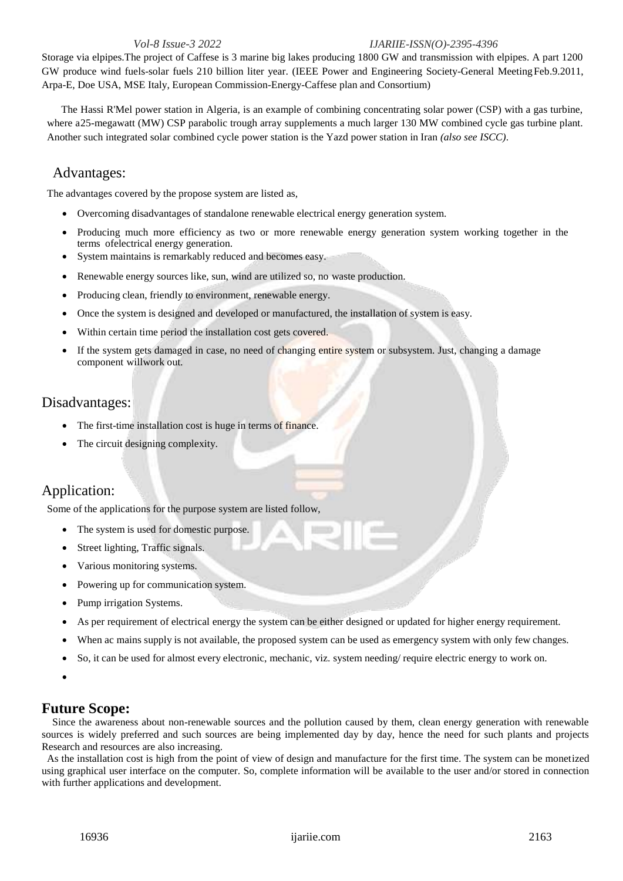Storage via elpipes.The project of Caffese is 3 marine big lakes producing 1800 GW and transmission with elpipes. A part 1200 GW produce wind fuels-solar fuels 210 billion liter year. (IEEE Power and Engineering Society-General Meeting Feb.9.2011, Arpa-E, Doe USA, MSE Italy, European Commission-Energy-Caffese plan and Consortium)

The Hassi R'Mel power station in Algeria, is an example of combining concentrating solar power (CSP) with a gas turbine, where a25-megawatt (MW) CSP parabolic trough array supplements a much larger 130 MW combined cycle gas turbine plant. Another such integrated solar combined cycle power station is the Yazd power station in Iran *(also see ISCC)*.

## Advantages:

The advantages covered by the propose system are listed as,

- Overcoming disadvantages of standalone renewable electrical energy generation system.
- Producing much more efficiency as two or more renewable energy generation system working together in the terms ofelectrical energy generation.
- System maintains is remarkably reduced and becomes easy.
- Renewable energy sources like, sun, wind are utilized so, no waste production.
- Producing clean, friendly to environment, renewable energy.
- Once the system is designed and developed or manufactured, the installation of system is easy.
- Within certain time period the installation cost gets covered.
- If the system gets damaged in case, no need of changing entire system or subsystem. Just, changing a damage component willwork out.

## Disadvantages:

- The first-time installation cost is huge in terms of finance.
- The circuit designing complexity.

## Application:

Some of the applications for the purpose system are listed follow,

- The system is used for domestic purpose.
- Street lighting, Traffic signals.
- Various monitoring systems.
- Powering up for communication system.
- Pump irrigation Systems.
- As per requirement of electrical energy the system can be either designed or updated for higher energy requirement.
- When ac mains supply is not available, the proposed system can be used as emergency system with only few changes.
- So, it can be used for almost every electronic, mechanic, viz. system needing/ require electric energy to work on.

## **Future Scope:**

Since the awareness about non-renewable sources and the pollution caused by them, clean energy generation with renewable sources is widely preferred and such sources are being implemented day by day, hence the need for such plants and projects Research and resources are also increasing.

As the installation cost is high from the point of view of design and manufacture for the first time. The system can be monetized using graphical user interface on the computer. So, complete information will be available to the user and/or stored in connection with further applications and development.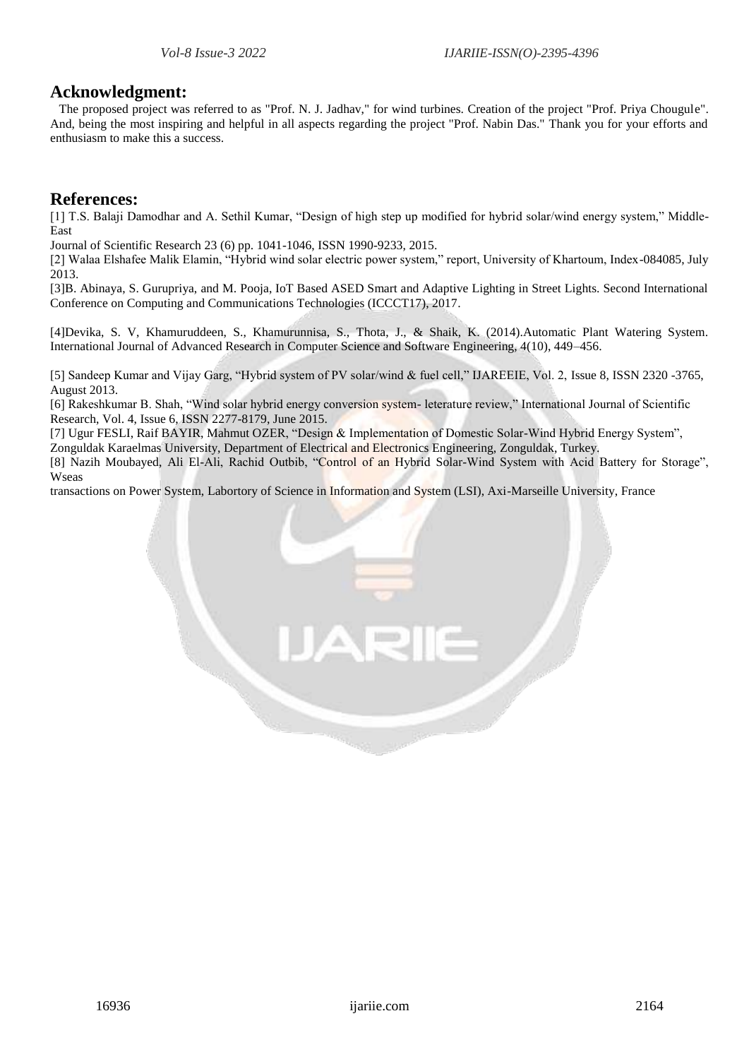## Acknowledgment:

The proposed project was referred to as "Prof. N. J. Jadhav," for wind turbines. Creation of the project "Prof. Priya Chougule". And, being the most inspiring and helpful in all aspects regarding the project "Prof. Nabin Das." Thank you for your efforts and enthusiasm to make this a success.

## References:

[1] T.S. Balaji Damodhar and A. Sethil Kumar, "Design of high step up modified for hybrid solar/wind energy system," Middle-East
Journal of Scientific Research 23 (6) pp. 1041-1046, ISSN 1990-9233, 2015.

[2] Walaa Elshafee Malik Elamin, "Hybrid wind solar electric power system," report, University of Khartoum, Index-084085, July 2013.

[3]B. Abinaya, S. Gurupriya, and M. Pooja, IoT Based ASED Smart and Adaptive Lighting in Street Lights. Second International Conference on Computing and Communications Technologies (ICCCT17), 2017.

[4]Devika, S. V, Khamuruddeen, S., Khamurunnisa, S., Thota, J., & Shaik, K. (2014).Automatic Plant Watering System. International Journal of Advanced Research in Computer Science and Software Engineering, 4(10), 449–456.

[5] Sandeep Kumar and Vijay Garg, "Hybrid system of PV solar/wind & fuel cell," IJAREEIE, Vol. 2, Issue 8, ISSN 2320 -3765, August 2013.

[6] Rakeshkumar B. Shah, "Wind solar hybrid energy conversion system- leterature review," International Journal of Scientific Research, Vol. 4, Issue 6, ISSN 2277-8179, June 2015.

[7] Ugur FESLI, Raif BAYIR, Mahmut OZER, "Design & Implementation of Domestic Solar-Wind Hybrid Energy System", Zonguldak Karaelmas University, Department of Electrical and Electronics Engineering, Zonguldak, Turkey.

[8] Nazih Moubayed, Ali El-Ali, Rachid Outbib, "Control of an Hybrid Solar-Wind System with Acid Battery for Storage", Wseas
transactions on Power System, Labortory of Science in Information and System (LSI), Axi-Marseille University, France